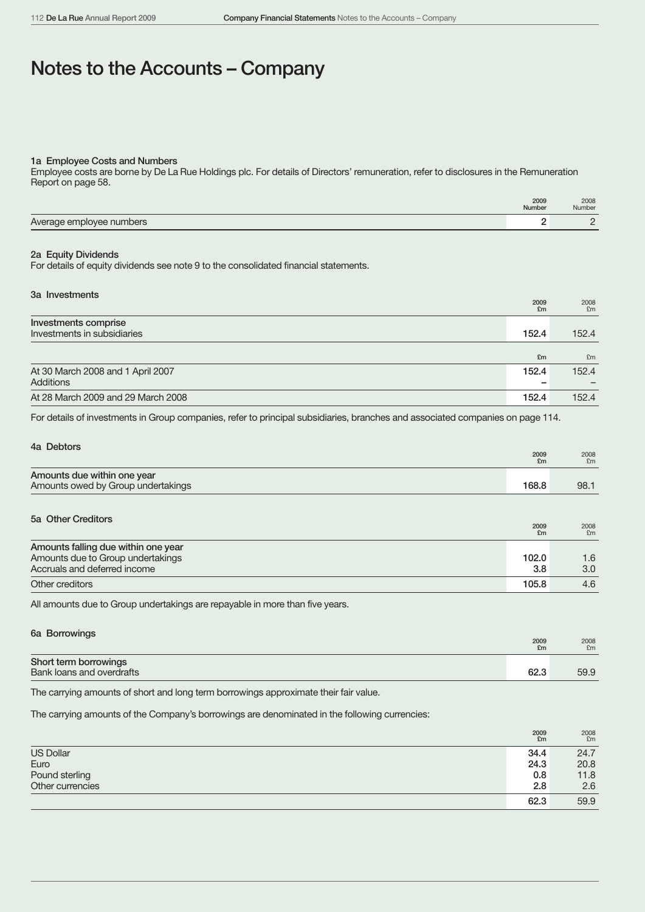# Notes to the Accounts – Company

### 1a Employee Costs and Numbers

Employee costs are borne by De La Rue Holdings plc. For details of Directors' remuneration, refer to disclosures in the Remuneration Report on page 58.

| | 2009 Number | 2008 Number |
|---|---|---|
| Average employee numbers | 2 | 2 |

### 2a Equity Dividends

For details of equity dividends see note 9 to the consolidated financial statements.

### 3a Investments

| | 2009 £m | 2008 £m |
|---|---|---|
| **Investments comprise** | | |
| Investments in subsidiaries | 152.4 | 152.4 |

| | £m | £m |
|---|---|---|
| At 30 March 2008 and 1 April 2007 | 152.4 | 152.4 |
| Additions | – | – |
| At 28 March 2009 and 29 March 2008 | 152.4 | 152.4 |

For details of investments in Group companies, refer to principal subsidiaries, branches and associated companies on page 114.

### 4a Debtors

| | 2009 £m | 2008 £m |
|---|---|---|
| **Amounts due within one year** | | |
| Amounts owed by Group undertakings | 168.8 | 98.1 |

### 5a Other Creditors

| | 2009 £m | 2008 £m |
|---|---|---|
| **Amounts falling due within one year** | | |
| Amounts due to Group undertakings | 102.0 | 1.6 |
| Accruals and deferred income | 3.8 | 3.0 |
| Other creditors | 105.8 | 4.6 |

All amounts due to Group undertakings are repayable in more than five years.

### 6a Borrowings

| | 2009 £m | 2008 £m |
|---|---|---|
| **Short term borrowings** | | |
| Bank loans and overdrafts | 62.3 | 59.9 |

The carrying amounts of short and long term borrowings approximate their fair value.

The carrying amounts of the Company's borrowings are denominated in the following currencies:

| | 2009 £m | 2008 £m |
|---|---|---|
| US Dollar | 34.4 | 24.7 |
| Euro | 24.3 | 20.8 |
| Pound sterling | 0.8 | 11.8 |
| Other currencies | 2.8 | 2.6 |
| | 62.3 | 59.9 |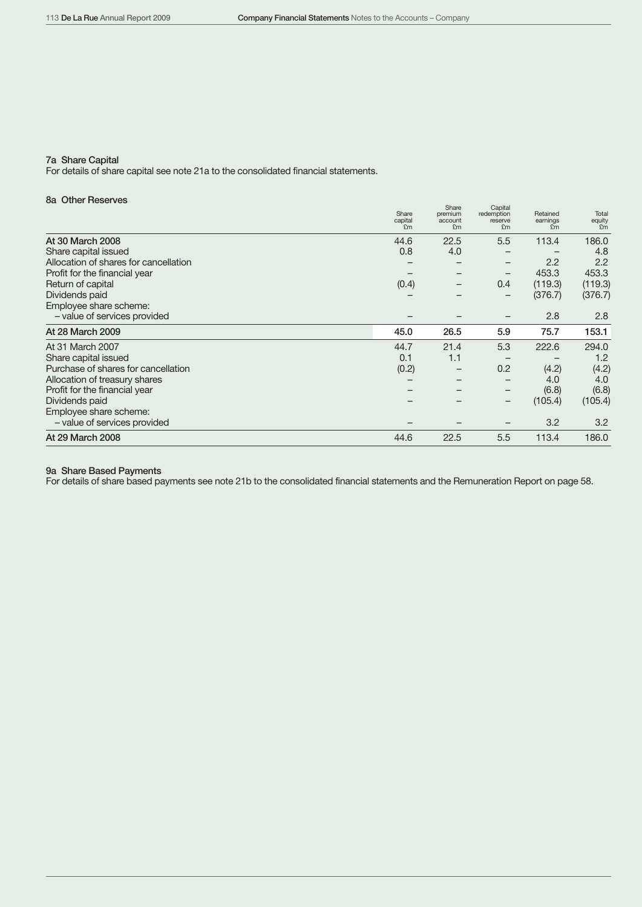### 7a Share Capital

For details of share capital see note 21a to the consolidated financial statements.

### 8a Other Reserves

| | Share capital £m | Share premium account £m | Capital redemption reserve £m | Retained earnings £m | Total equity £m |
|---|---|---|---|---|---|
| **At 30 March 2008** | 44.6 | 22.5 | 5.5 | 113.4 | 186.0 |
| Share capital issued | 0.8 | 4.0 | – | – | 4.8 |
| Allocation of shares for cancellation | – | – | – | 2.2 | 2.2 |
| Profit for the financial year | – | – | – | 453.3 | 453.3 |
| Return of capital | (0.4) | – | 0.4 | (119.3) | (119.3) |
| Dividends paid | – | – | – | (376.7) | (376.7) |
| Employee share scheme: | | | | | |
| – value of services provided | – | – | – | 2.8 | 2.8 |
| **At 28 March 2009** | **45.0** | **26.5** | **5.9** | **75.7** | **153.1** |
| At 31 March 2007 | 44.7 | 21.4 | 5.3 | 222.6 | 294.0 |
| Share capital issued | 0.1 | 1.1 | – | – | 1.2 |
| Purchase of shares for cancellation | (0.2) | – | 0.2 | (4.2) | (4.2) |
| Allocation of treasury shares | – | – | – | 4.0 | 4.0 |
| Profit for the financial year | – | – | – | (6.8) | (6.8) |
| Dividends paid | – | – | – | (105.4) | (105.4) |
| Employee share scheme: | | | | | |
| – value of services provided | – | – | – | 3.2 | 3.2 |
| **At 29 March 2008** | 44.6 | 22.5 | 5.5 | 113.4 | 186.0 |

### 9a Share Based Payments

For details of share based payments see note 21b to the consolidated financial statements and the Remuneration Report on page 58.